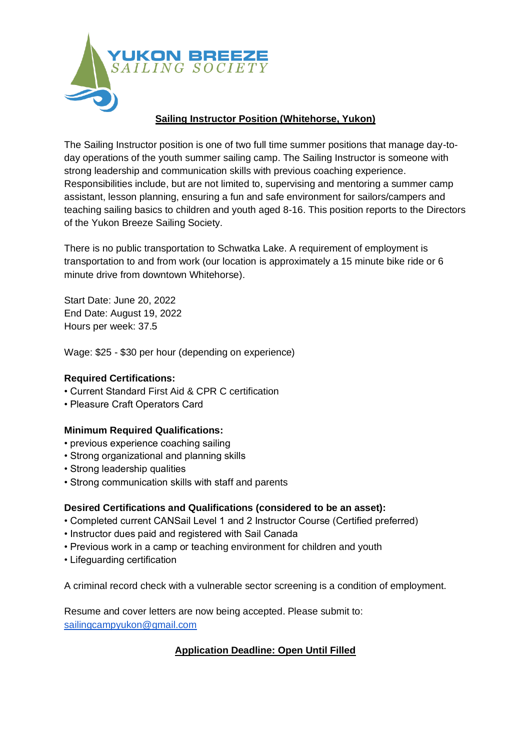YUKON BREEZE
SAILING SOCIETY

## Sailing Instructor Position (Whitehorse, Yukon)

The Sailing Instructor position is one of two full time summer positions that manage day-to-day operations of the youth summer sailing camp. The Sailing Instructor is someone with strong leadership and communication skills with previous coaching experience. Responsibilities include, but are not limited to, supervising and mentoring a summer camp assistant, lesson planning, ensuring a fun and safe environment for sailors/campers and teaching sailing basics to children and youth aged 8-16. This position reports to the Directors of the Yukon Breeze Sailing Society.

There is no public transportation to Schwatka Lake. A requirement of employment is transportation to and from work (our location is approximately a 15 minute bike ride or 6 minute drive from downtown Whitehorse).

Start Date: June 20, 2022
End Date: August 19, 2022
Hours per week: 37.5

Wage: $25 - $30 per hour (depending on experience)

**Required Certifications:**
- Current Standard First Aid & CPR C certification
- Pleasure Craft Operators Card

**Minimum Required Qualifications:**
- previous experience coaching sailing
- Strong organizational and planning skills
- Strong leadership qualities
- Strong communication skills with staff and parents

**Desired Certifications and Qualifications (considered to be an asset):**
- Completed current CANSail Level 1 and 2 Instructor Course (Certified preferred)
- Instructor dues paid and registered with Sail Canada
- Previous work in a camp or teaching environment for children and youth
- Lifeguarding certification

A criminal record check with a vulnerable sector screening is a condition of employment.

Resume and cover letters are now being accepted. Please submit to:
sailingcampyukon@gmail.com

**Application Deadline: Open Until Filled**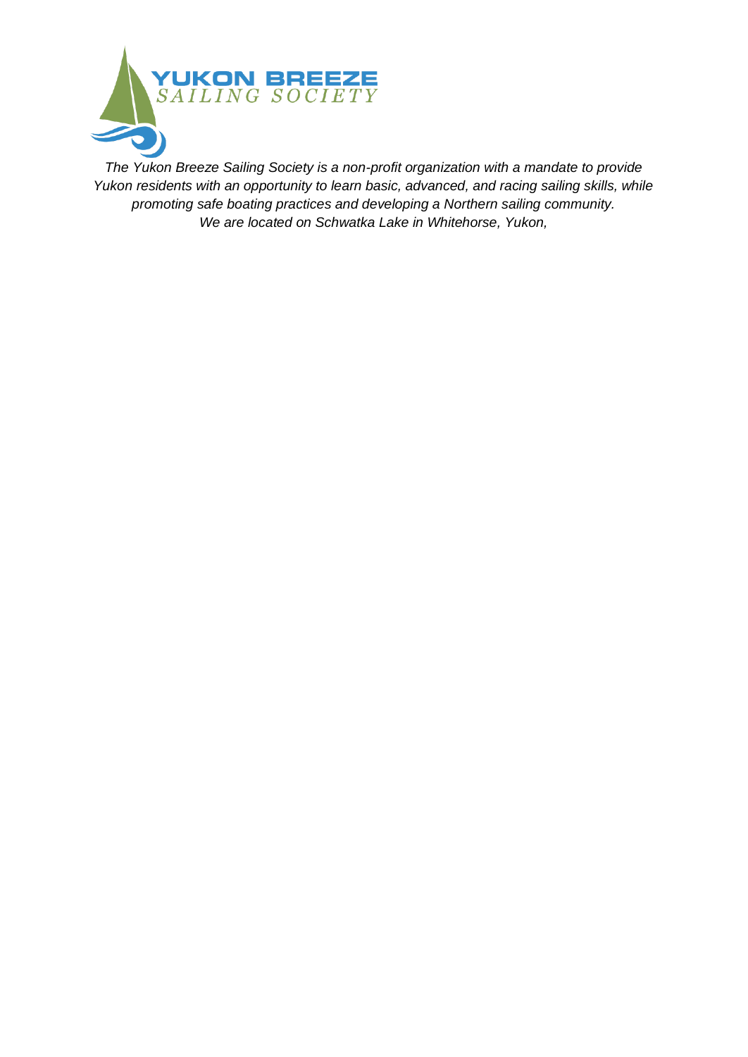YUKON BREEZE
SAILING SOCIETY

*The Yukon Breeze Sailing Society is a non-profit organization with a mandate to provide Yukon residents with an opportunity to learn basic, advanced, and racing sailing skills, while promoting safe boating practices and developing a Northern sailing community.*
*We are located on Schwatka Lake in Whitehorse, Yukon,*